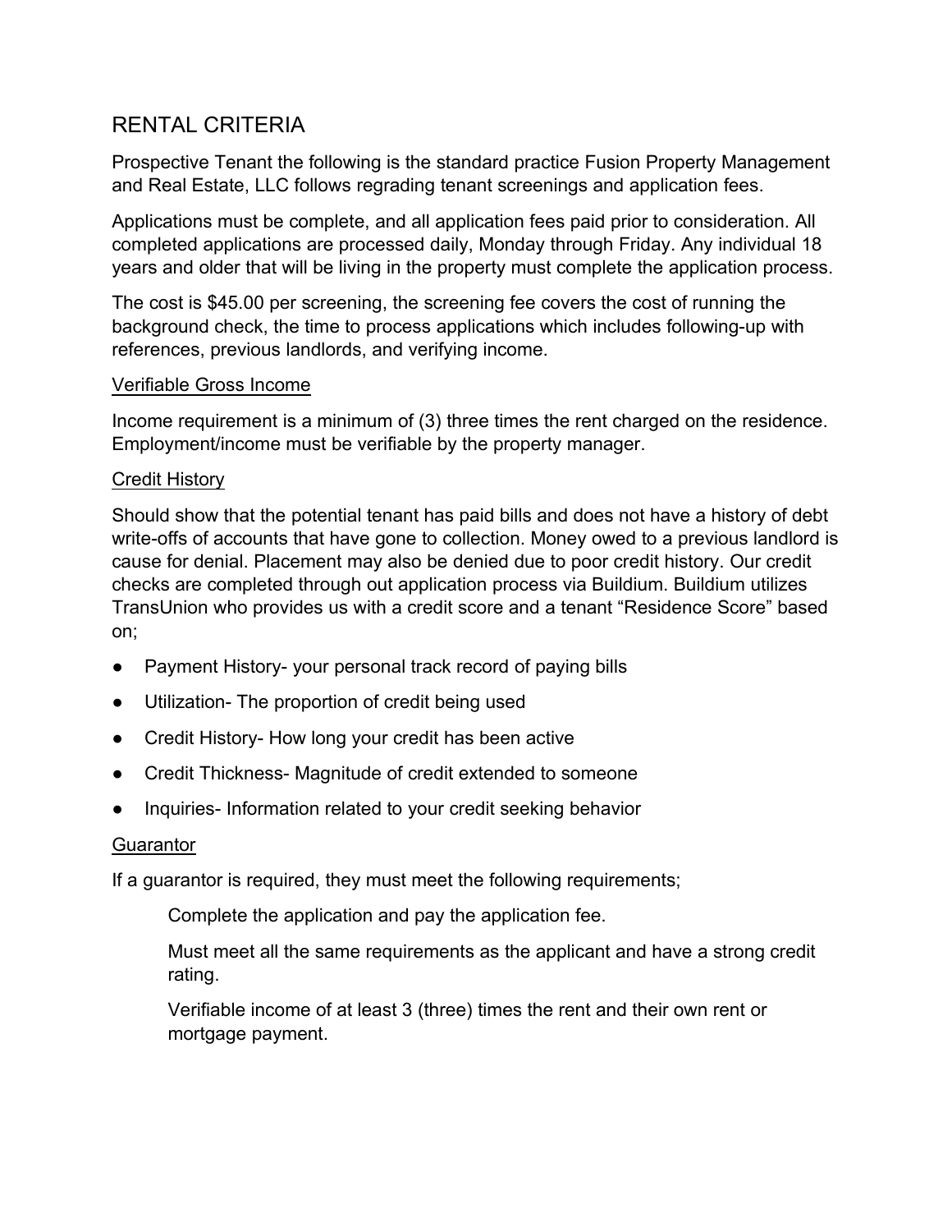# RENTAL CRITERIA

Prospective Tenant the following is the standard practice Fusion Property Management and Real Estate, LLC follows regrading tenant screenings and application fees.

Applications must be complete, and all application fees paid prior to consideration. All completed applications are processed daily, Monday through Friday. Any individual 18 years and older that will be living in the property must complete the application process.

The cost is $45.00 per screening, the screening fee covers the cost of running the background check, the time to process applications which includes following-up with references, previous landlords, and verifying income.

<u>Verifiable Gross Income</u>

Income requirement is a minimum of (3) three times the rent charged on the residence. Employment/income must be verifiable by the property manager.

<u>Credit History</u>

Should show that the potential tenant has paid bills and does not have a history of debt write-offs of accounts that have gone to collection. Money owed to a previous landlord is cause for denial. Placement may also be denied due to poor credit history. Our credit checks are completed through out application process via Buildium. Buildium utilizes TransUnion who provides us with a credit score and a tenant "Residence Score" based on;

- Payment History- your personal track record of paying bills
- Utilization- The proportion of credit being used
- Credit History- How long your credit has been active
- Credit Thickness- Magnitude of credit extended to someone
- Inquiries- Information related to your credit seeking behavior

<u>Guarantor</u>

If a guarantor is required, they must meet the following requirements;

> Complete the application and pay the application fee.
>
> Must meet all the same requirements as the applicant and have a strong credit rating.
>
> Verifiable income of at least 3 (three) times the rent and their own rent or mortgage payment.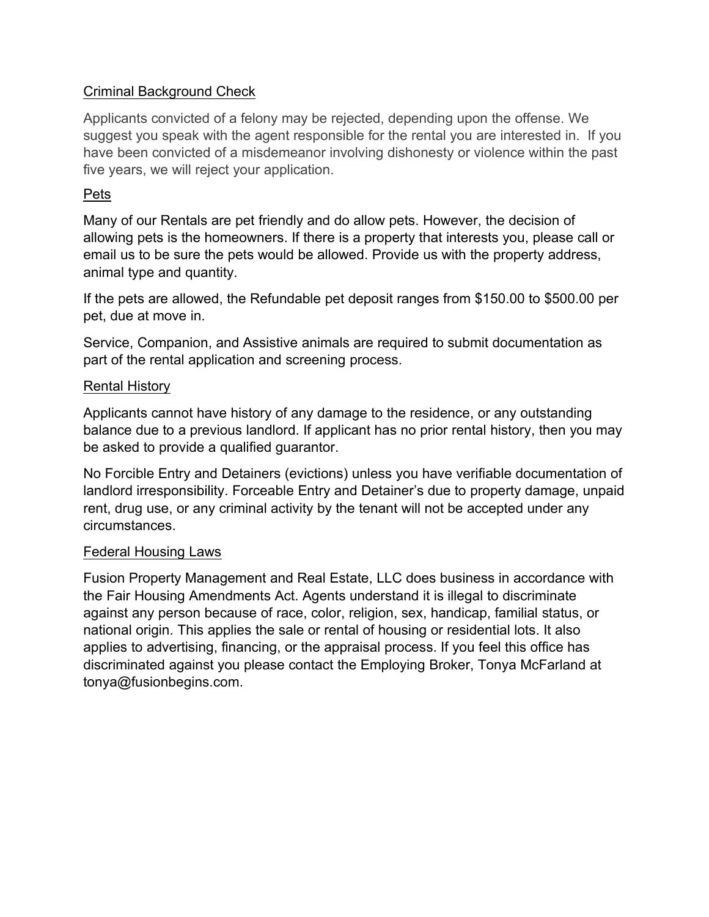## Criminal Background Check

Applicants convicted of a felony may be rejected, depending upon the offense. We suggest you speak with the agent responsible for the rental you are interested in. If you have been convicted of a misdemeanor involving dishonesty or violence within the past five years, we will reject your application.

## Pets

Many of our Rentals are pet friendly and do allow pets. However, the decision of allowing pets is the homeowners. If there is a property that interests you, please call or email us to be sure the pets would be allowed. Provide us with the property address, animal type and quantity.

If the pets are allowed, the Refundable pet deposit ranges from $150.00 to $500.00 per pet, due at move in.

Service, Companion, and Assistive animals are required to submit documentation as part of the rental application and screening process.

## Rental History

Applicants cannot have history of any damage to the residence, or any outstanding balance due to a previous landlord. If applicant has no prior rental history, then you may be asked to provide a qualified guarantor.

No Forcible Entry and Detainers (evictions) unless you have verifiable documentation of landlord irresponsibility. Forceable Entry and Detainer's due to property damage, unpaid rent, drug use, or any criminal activity by the tenant will not be accepted under any circumstances.

## Federal Housing Laws

Fusion Property Management and Real Estate, LLC does business in accordance with the Fair Housing Amendments Act. Agents understand it is illegal to discriminate against any person because of race, color, religion, sex, handicap, familial status, or national origin. This applies the sale or rental of housing or residential lots. It also applies to advertising, financing, or the appraisal process. If you feel this office has discriminated against you please contact the Employing Broker, Tonya McFarland at tonya@fusionbegins.com.